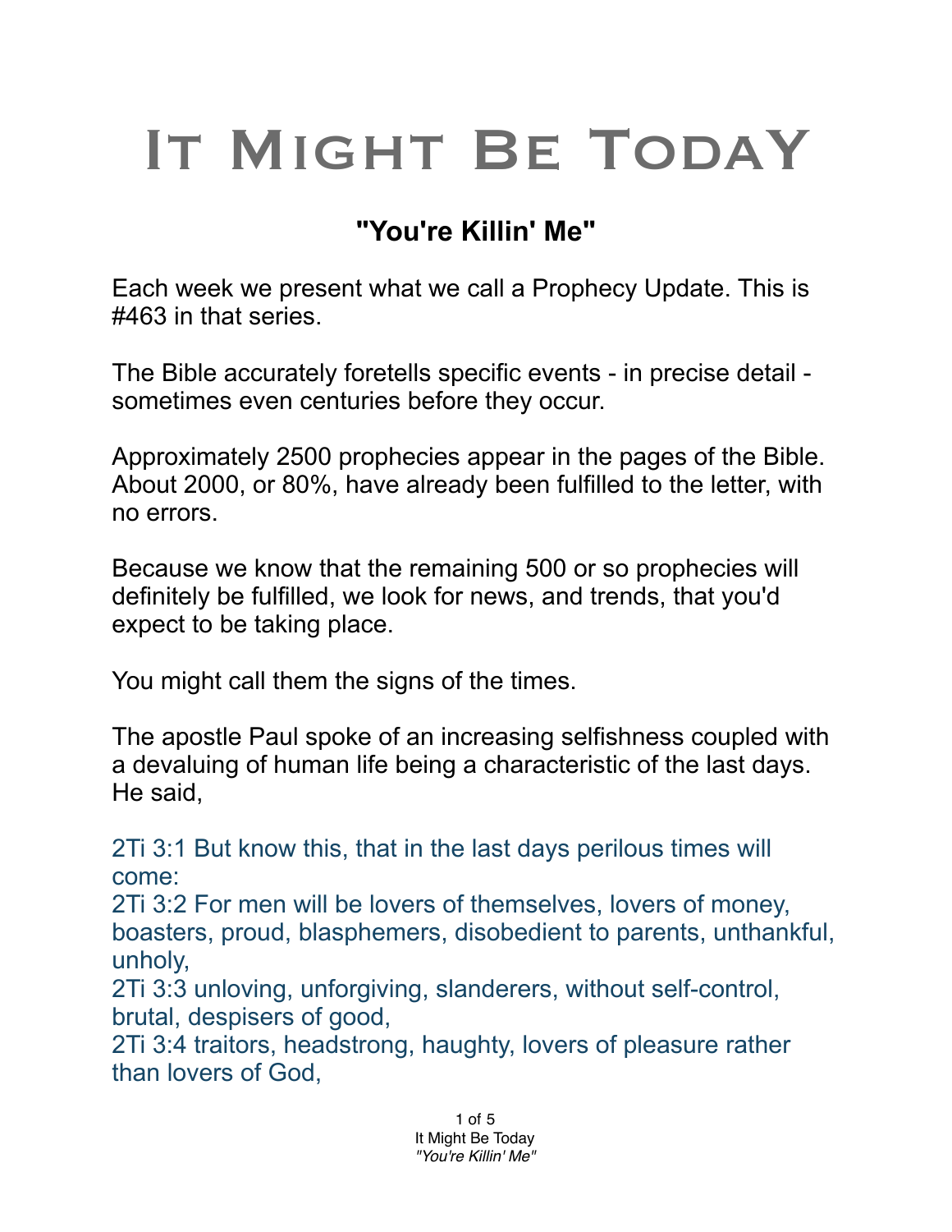# It Might Be Today

## "You're Killin' Me"

Each week we present what we call a Prophecy Update. This is #463 in that series.

The Bible accurately foretells specific events - in precise detail - sometimes even centuries before they occur.

Approximately 2500 prophecies appear in the pages of the Bible. About 2000, or 80%, have already been fulfilled to the letter, with no errors.

Because we know that the remaining 500 or so prophecies will definitely be fulfilled, we look for news, and trends, that you'd expect to be taking place.

You might call them the signs of the times.

The apostle Paul spoke of an increasing selfishness coupled with a devaluing of human life being a characteristic of the last days. He said,

2Ti 3:1 But know this, that in the last days perilous times will come:
2Ti 3:2 For men will be lovers of themselves, lovers of money, boasters, proud, blasphemers, disobedient to parents, unthankful, unholy,
2Ti 3:3 unloving, unforgiving, slanderers, without self-control, brutal, despisers of good,
2Ti 3:4 traitors, headstrong, haughty, lovers of pleasure rather than lovers of God,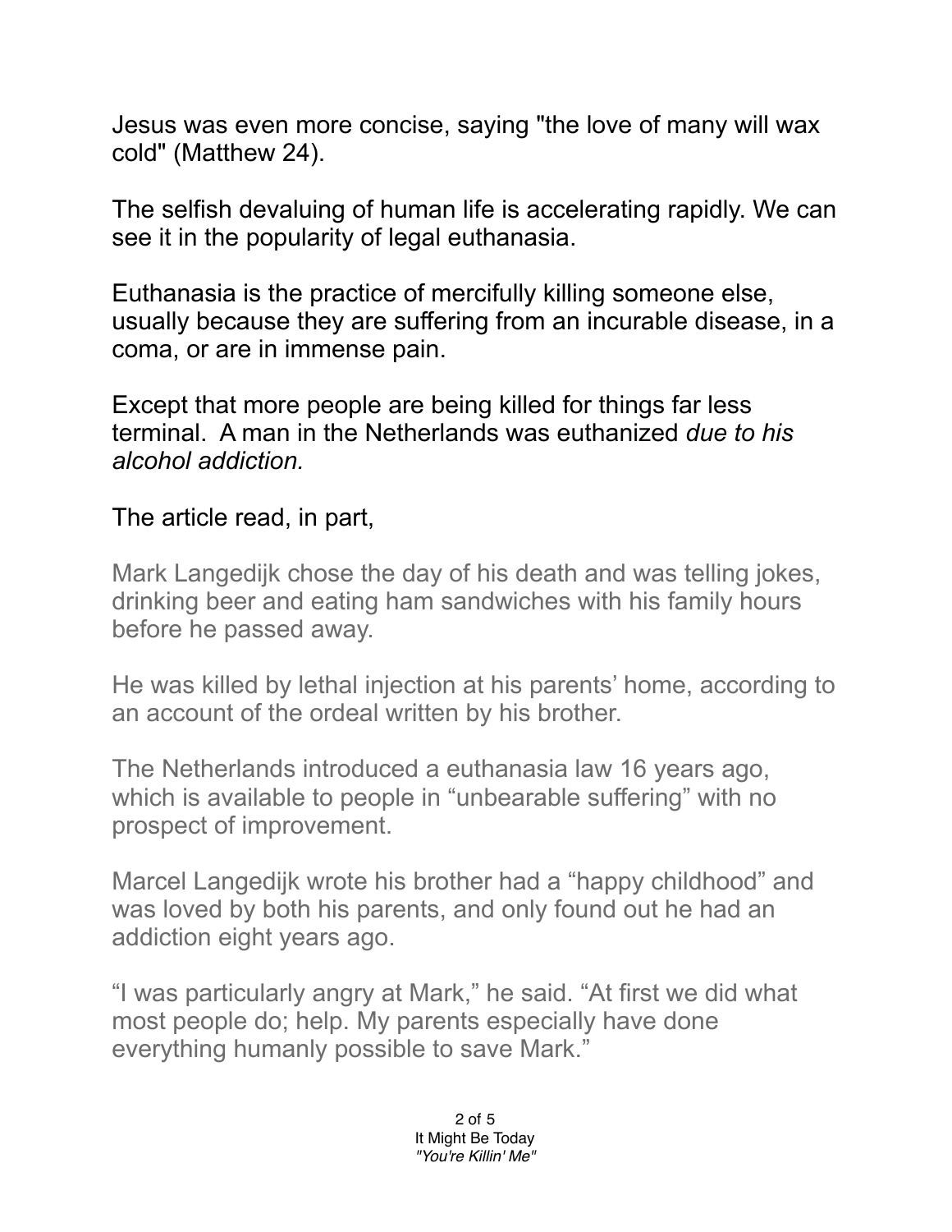Jesus was even more concise, saying "the love of many will wax cold" (Matthew 24).

The selfish devaluing of human life is accelerating rapidly. We can see it in the popularity of legal euthanasia.

Euthanasia is the practice of mercifully killing someone else, usually because they are suffering from an incurable disease, in a coma, or are in immense pain.

Except that more people are being killed for things far less terminal. A man in the Netherlands was euthanized *due to his alcohol addiction.*

The article read, in part,

> Mark Langedijk chose the day of his death and was telling jokes, drinking beer and eating ham sandwiches with his family hours before he passed away.
>
> He was killed by lethal injection at his parents' home, according to an account of the ordeal written by his brother.
>
> The Netherlands introduced a euthanasia law 16 years ago, which is available to people in "unbearable suffering" with no prospect of improvement.
>
> Marcel Langedijk wrote his brother had a "happy childhood" and was loved by both his parents, and only found out he had an addiction eight years ago.
>
> "I was particularly angry at Mark," he said. "At first we did what most people do; help. My parents especially have done everything humanly possible to save Mark."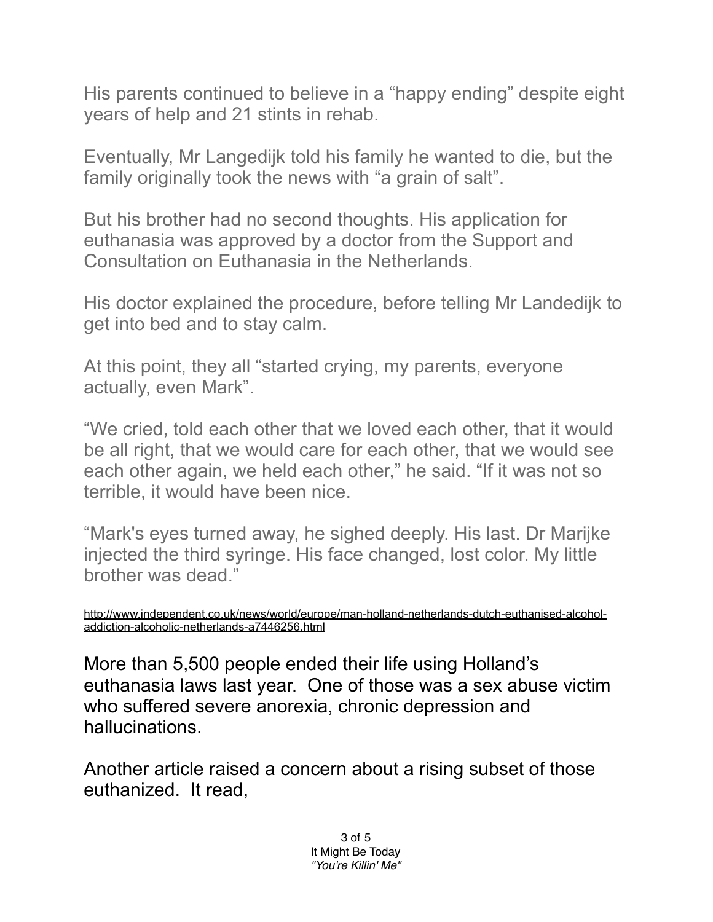His parents continued to believe in a “happy ending” despite eight years of help and 21 stints in rehab.

Eventually, Mr Langedijk told his family he wanted to die, but the family originally took the news with “a grain of salt”.

But his brother had no second thoughts. His application for euthanasia was approved by a doctor from the Support and Consultation on Euthanasia in the Netherlands.

His doctor explained the procedure, before telling Mr Landedijk to get into bed and to stay calm.

At this point, they all “started crying, my parents, everyone actually, even Mark”.

“We cried, told each other that we loved each other, that it would be all right, that we would care for each other, that we would see each other again, we held each other,” he said. “If it was not so terrible, it would have been nice.

“Mark's eyes turned away, he sighed deeply. His last. Dr Marijke injected the third syringe. His face changed, lost color. My little brother was dead.”

http://www.independent.co.uk/news/world/europe/man-holland-netherlands-dutch-euthanised-alcohol-addiction-alcoholic-netherlands-a7446256.html

More than 5,500 people ended their life using Holland’s euthanasia laws last year. One of those was a sex abuse victim who suffered severe anorexia, chronic depression and hallucinations.

Another article raised a concern about a rising subset of those euthanized. It read,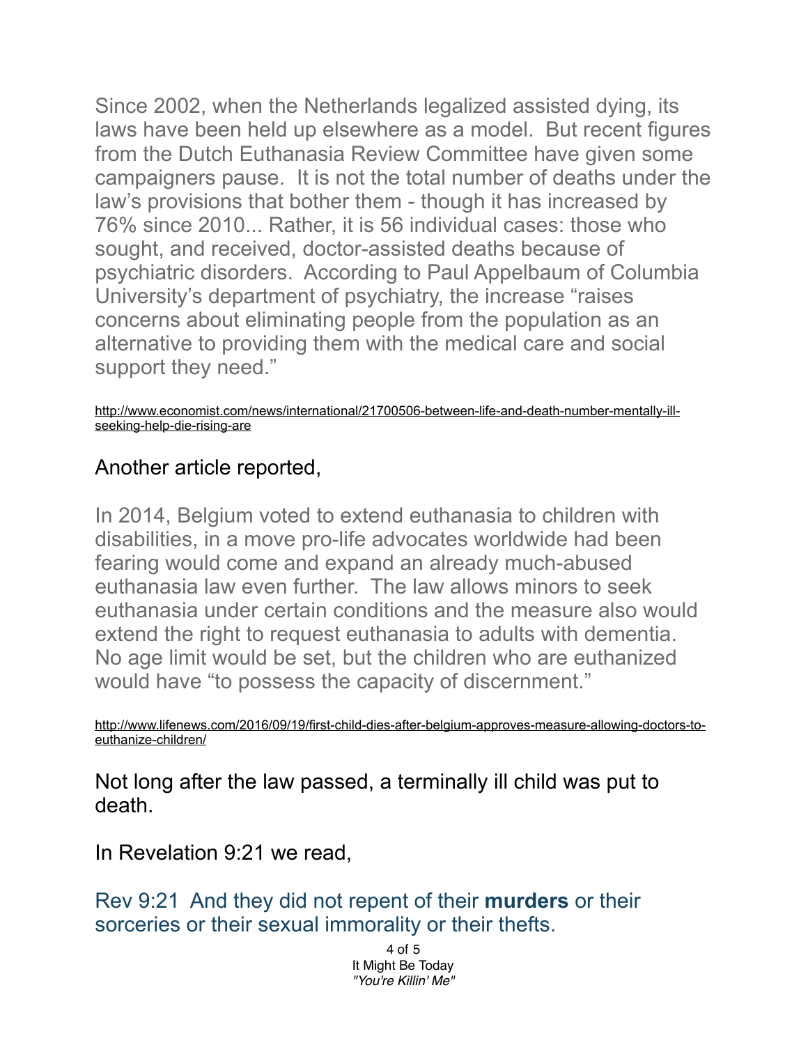Since 2002, when the Netherlands legalized assisted dying, its laws have been held up elsewhere as a model. But recent figures from the Dutch Euthanasia Review Committee have given some campaigners pause. It is not the total number of deaths under the law's provisions that bother them - though it has increased by 76% since 2010... Rather, it is 56 individual cases: those who sought, and received, doctor-assisted deaths because of psychiatric disorders. According to Paul Appelbaum of Columbia University's department of psychiatry, the increase "raises concerns about eliminating people from the population as an alternative to providing them with the medical care and social support they need."

http://www.economist.com/news/international/21700506-between-life-and-death-number-mentally-ill-seeking-help-die-rising-are

Another article reported,

In 2014, Belgium voted to extend euthanasia to children with disabilities, in a move pro-life advocates worldwide had been fearing would come and expand an already much-abused euthanasia law even further. The law allows minors to seek euthanasia under certain conditions and the measure also would extend the right to request euthanasia to adults with dementia. No age limit would be set, but the children who are euthanized would have "to possess the capacity of discernment."

http://www.lifenews.com/2016/09/19/first-child-dies-after-belgium-approves-measure-allowing-doctors-to-euthanize-children/

Not long after the law passed, a terminally ill child was put to death.

In Revelation 9:21 we read,

Rev 9:21 And they did not repent of their **murders** or their sorceries or their sexual immorality or their thefts.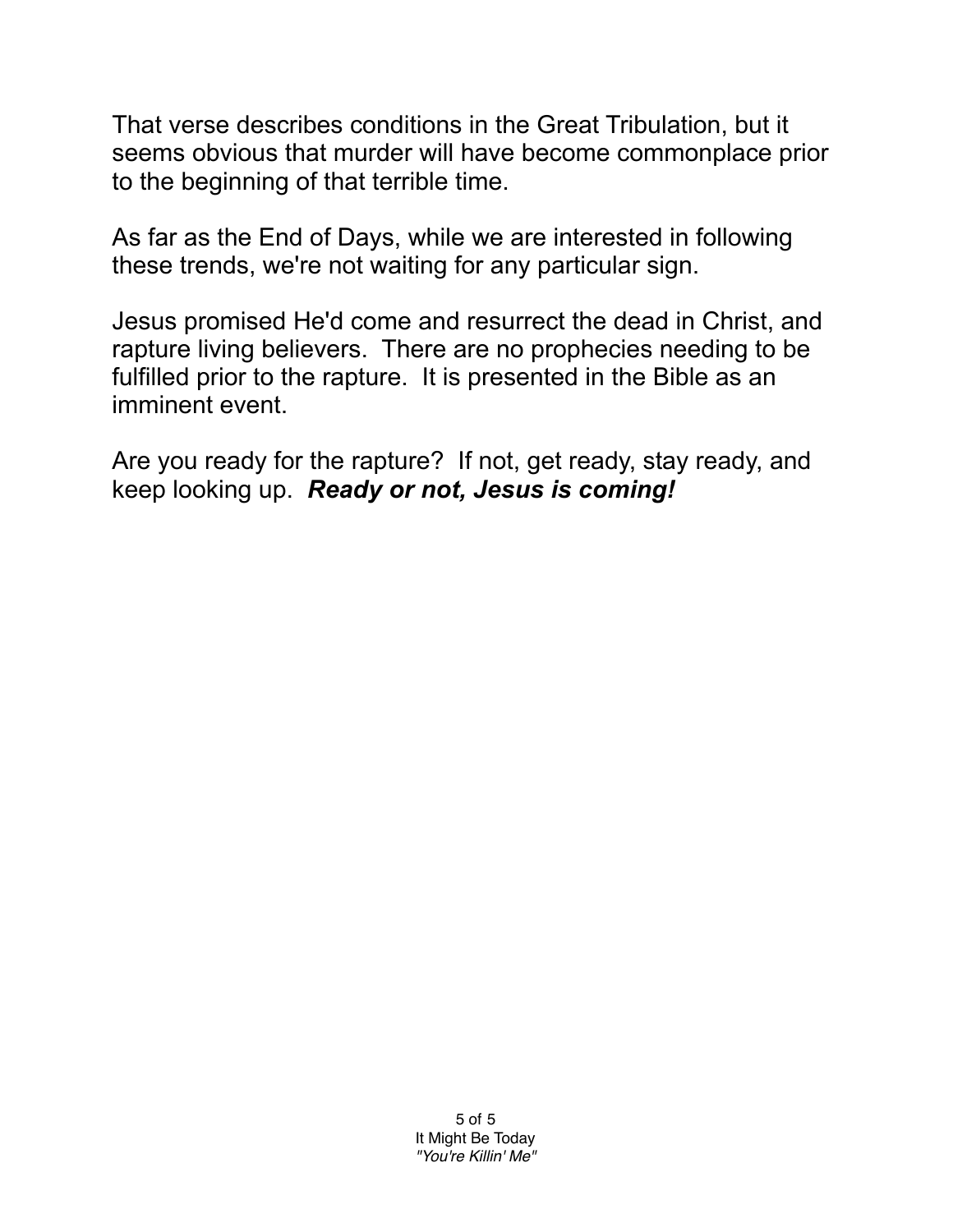That verse describes conditions in the Great Tribulation, but it seems obvious that murder will have become commonplace prior to the beginning of that terrible time.

As far as the End of Days, while we are interested in following these trends, we're not waiting for any particular sign.

Jesus promised He'd come and resurrect the dead in Christ, and rapture living believers. There are no prophecies needing to be fulfilled prior to the rapture. It is presented in the Bible as an imminent event.

Are you ready for the rapture? If not, get ready, stay ready, and keep looking up. ***Ready or not, Jesus is coming!***